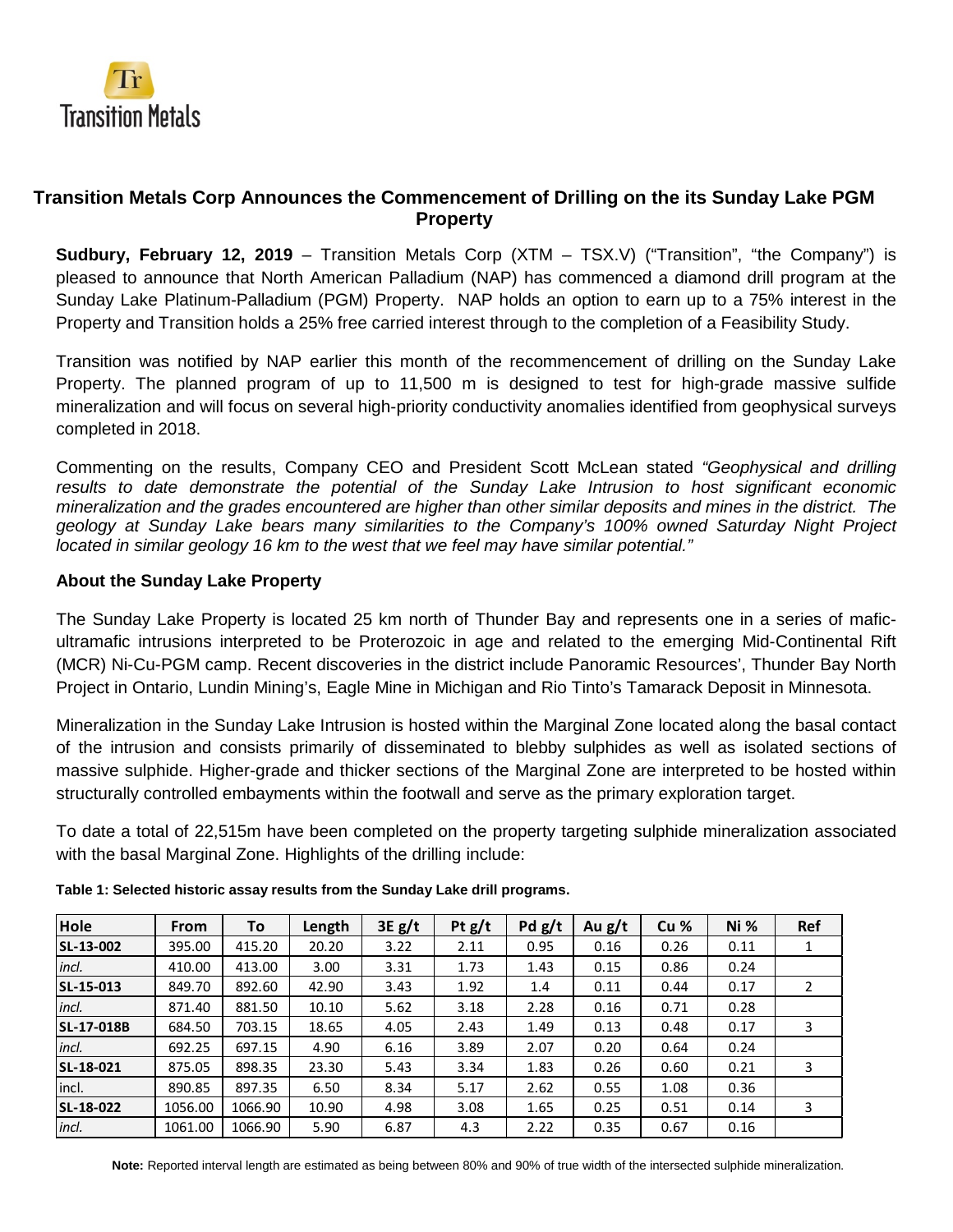# Transition Metals Corp Announces the Commencement of Drilling on the its Sunday Lake PGM Property

**Sudbury, February 12, 2019** – Transition Metals Corp (XTM – TSX.V) ("Transition", "the Company") is pleased to announce that North American Palladium (NAP) has commenced a diamond drill program at the Sunday Lake Platinum-Palladium (PGM) Property. NAP holds an option to earn up to a 75% interest in the Property and Transition holds a 25% free carried interest through to the completion of a Feasibility Study.

Transition was notified by NAP earlier this month of the recommencement of drilling on the Sunday Lake Property. The planned program of up to 11,500 m is designed to test for high-grade massive sulfide mineralization and will focus on several high-priority conductivity anomalies identified from geophysical surveys completed in 2018.

Commenting on the results, Company CEO and President Scott McLean stated *"Geophysical and drilling results to date demonstrate the potential of the Sunday Lake Intrusion to host significant economic mineralization and the grades encountered are higher than other similar deposits and mines in the district. The geology at Sunday Lake bears many similarities to the Company's 100% owned Saturday Night Project located in similar geology 16 km to the west that we feel may have similar potential."*

### About the Sunday Lake Property

The Sunday Lake Property is located 25 km north of Thunder Bay and represents one in a series of mafic-ultramafic intrusions interpreted to be Proterozoic in age and related to the emerging Mid-Continental Rift (MCR) Ni-Cu-PGM camp. Recent discoveries in the district include Panoramic Resources', Thunder Bay North Project in Ontario, Lundin Mining's, Eagle Mine in Michigan and Rio Tinto's Tamarack Deposit in Minnesota.

Mineralization in the Sunday Lake Intrusion is hosted within the Marginal Zone located along the basal contact of the intrusion and consists primarily of disseminated to blebby sulphides as well as isolated sections of massive sulphide. Higher-grade and thicker sections of the Marginal Zone are interpreted to be hosted within structurally controlled embayments within the footwall and serve as the primary exploration target.

To date a total of 22,515m have been completed on the property targeting sulphide mineralization associated with the basal Marginal Zone. Highlights of the drilling include:

**Table 1: Selected historic assay results from the Sunday Lake drill programs.**

| Hole | From | To | Length | 3E g/t | Pt g/t | Pd g/t | Au g/t | Cu % | Ni % | Ref |
|---|---|---|---|---|---|---|---|---|---|---|
| **SL-13-002** | 395.00 | 415.20 | 20.20 | 3.22 | 2.11 | 0.95 | 0.16 | 0.26 | 0.11 | 1 |
| *incl.* | 410.00 | 413.00 | 3.00 | 3.31 | 1.73 | 1.43 | 0.15 | 0.86 | 0.24 | |
| **SL-15-013** | 849.70 | 892.60 | 42.90 | 3.43 | 1.92 | 1.4 | 0.11 | 0.44 | 0.17 | 2 |
| *incl.* | 871.40 | 881.50 | 10.10 | 5.62 | 3.18 | 2.28 | 0.16 | 0.71 | 0.28 | |
| **SL-17-018B** | 684.50 | 703.15 | 18.65 | 4.05 | 2.43 | 1.49 | 0.13 | 0.48 | 0.17 | 3 |
| *incl.* | 692.25 | 697.15 | 4.90 | 6.16 | 3.89 | 2.07 | 0.20 | 0.64 | 0.24 | |
| **SL-18-021** | 875.05 | 898.35 | 23.30 | 5.43 | 3.34 | 1.83 | 0.26 | 0.60 | 0.21 | 3 |
| incl. | 890.85 | 897.35 | 6.50 | 8.34 | 5.17 | 2.62 | 0.55 | 1.08 | 0.36 | |
| **SL-18-022** | 1056.00 | 1066.90 | 10.90 | 4.98 | 3.08 | 1.65 | 0.25 | 0.51 | 0.14 | 3 |
| *incl.* | 1061.00 | 1066.90 | 5.90 | 6.87 | 4.3 | 2.22 | 0.35 | 0.67 | 0.16 | |

**Note:** Reported interval length are estimated as being between 80% and 90% of true width of the intersected sulphide mineralization.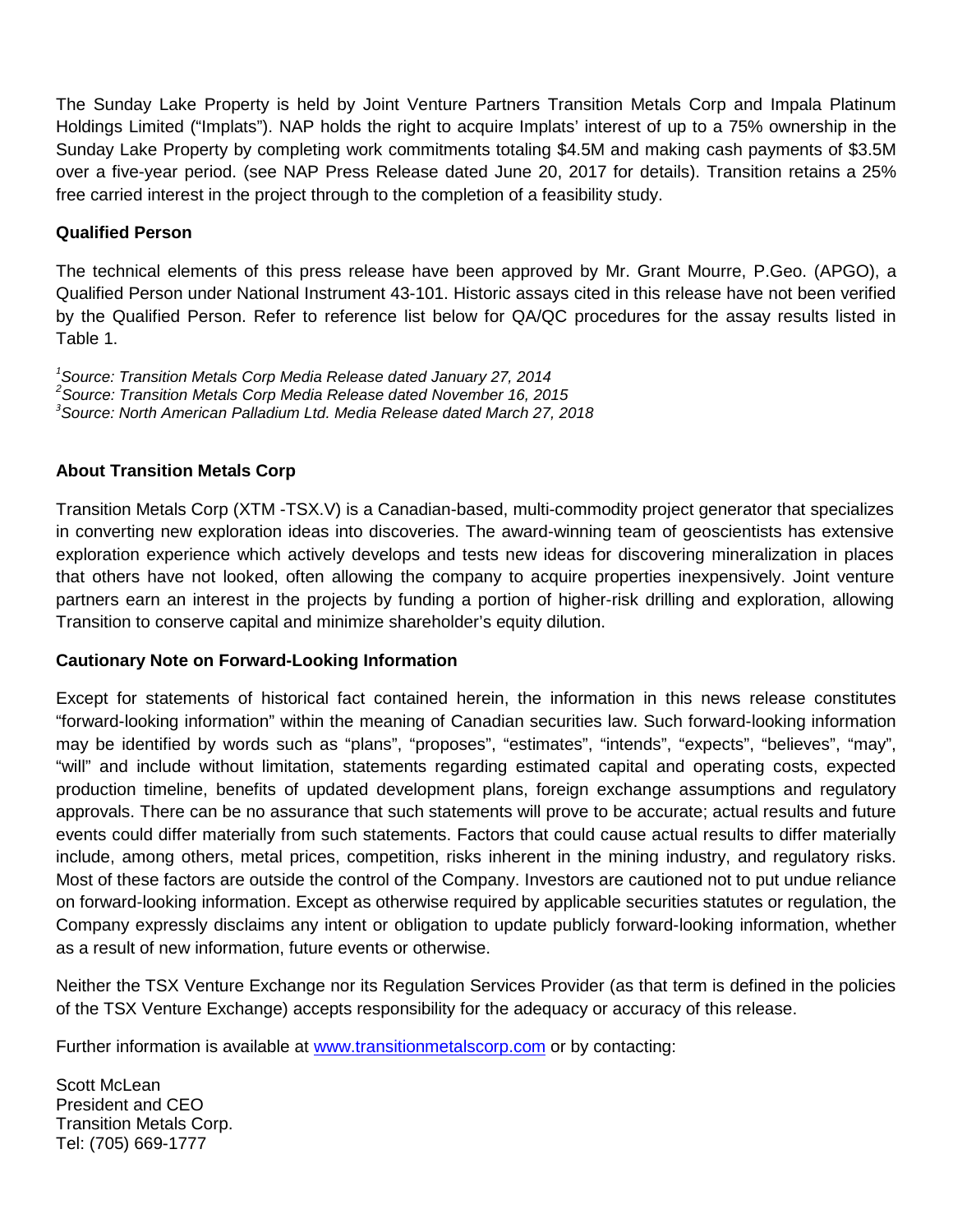The Sunday Lake Property is held by Joint Venture Partners Transition Metals Corp and Impala Platinum Holdings Limited ("Implats"). NAP holds the right to acquire Implats' interest of up to a 75% ownership in the Sunday Lake Property by completing work commitments totaling $4.5M and making cash payments of $3.5M over a five-year period. (see NAP Press Release dated June 20, 2017 for details). Transition retains a 25% free carried interest in the project through to the completion of a feasibility study.

**Qualified Person**

The technical elements of this press release have been approved by Mr. Grant Mourre, P.Geo. (APGO), a Qualified Person under National Instrument 43-101. Historic assays cited in this release have not been verified by the Qualified Person. Refer to reference list below for QA/QC procedures for the assay results listed in Table 1.

[1]*Source: Transition Metals Corp Media Release dated January 27, 2014*
[2]*Source: Transition Metals Corp Media Release dated November 16, 2015*
[3]*Source: North American Palladium Ltd. Media Release dated March 27, 2018*

**About Transition Metals Corp**

Transition Metals Corp (XTM -TSX.V) is a Canadian-based, multi-commodity project generator that specializes in converting new exploration ideas into discoveries. The award-winning team of geoscientists has extensive exploration experience which actively develops and tests new ideas for discovering mineralization in places that others have not looked, often allowing the company to acquire properties inexpensively. Joint venture partners earn an interest in the projects by funding a portion of higher-risk drilling and exploration, allowing Transition to conserve capital and minimize shareholder's equity dilution.

**Cautionary Note on Forward-Looking Information**

Except for statements of historical fact contained herein, the information in this news release constitutes "forward-looking information" within the meaning of Canadian securities law. Such forward-looking information may be identified by words such as "plans", "proposes", "estimates", "intends", "expects", "believes", "may", "will" and include without limitation, statements regarding estimated capital and operating costs, expected production timeline, benefits of updated development plans, foreign exchange assumptions and regulatory approvals. There can be no assurance that such statements will prove to be accurate; actual results and future events could differ materially from such statements. Factors that could cause actual results to differ materially include, among others, metal prices, competition, risks inherent in the mining industry, and regulatory risks. Most of these factors are outside the control of the Company. Investors are cautioned not to put undue reliance on forward-looking information. Except as otherwise required by applicable securities statutes or regulation, the Company expressly disclaims any intent or obligation to update publicly forward-looking information, whether as a result of new information, future events or otherwise.

Neither the TSX Venture Exchange nor its Regulation Services Provider (as that term is defined in the policies of the TSX Venture Exchange) accepts responsibility for the adequacy or accuracy of this release.

Further information is available at [www.transitionmetalscorp.com](http://www.transitionmetalscorp.com) or by contacting:

Scott McLean
President and CEO
Transition Metals Corp.
Tel: (705) 669-1777